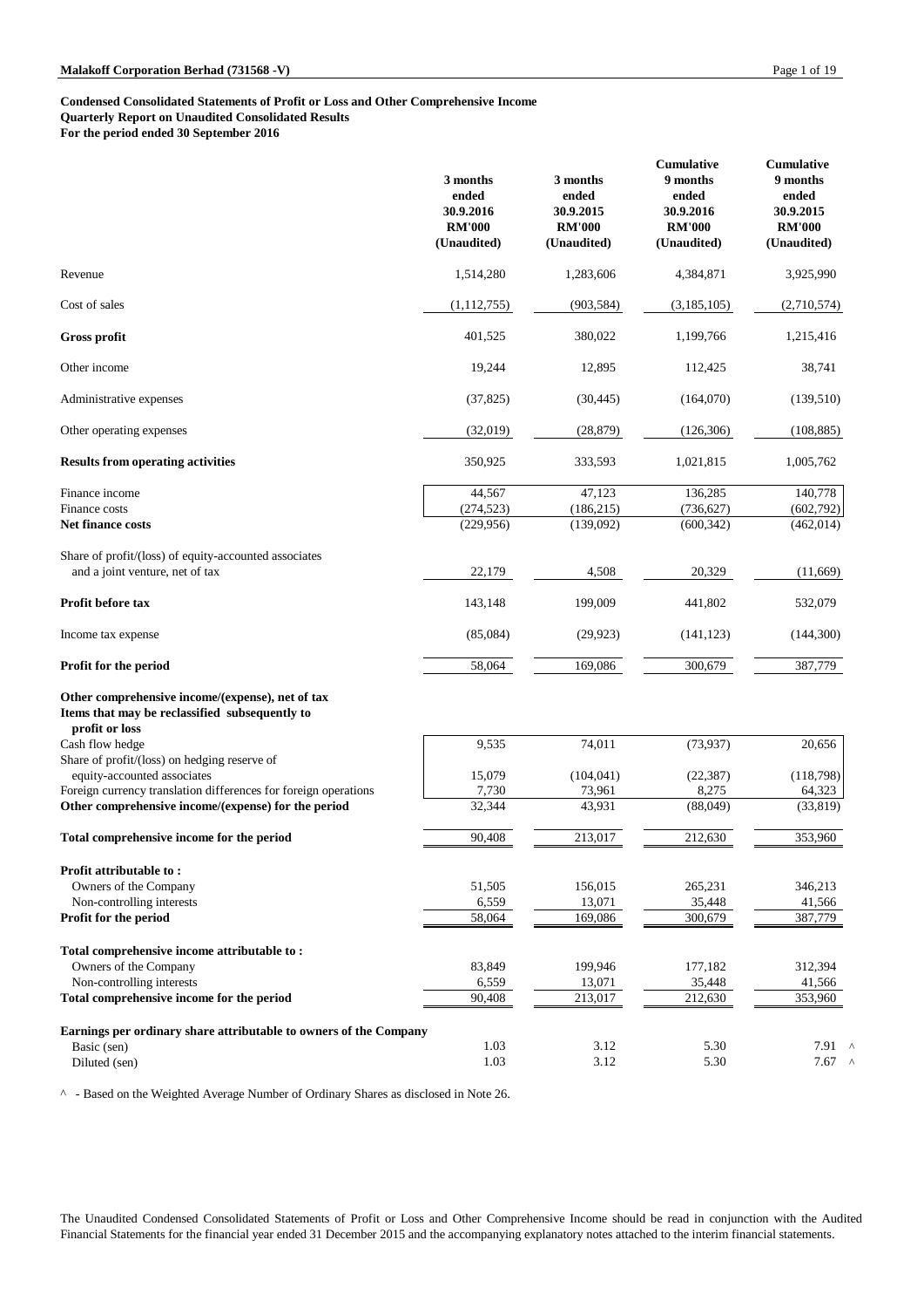**Malakoff Corporation Berhad (731568 -V)**

**Condensed Consolidated Statements of Profit or Loss and Other Comprehensive Income**
**Quarterly Report on Unaudited Consolidated Results**
**For the period ended 30 September 2016**

| | 3 months ended 30.9.2016 RM'000 (Unaudited) | 3 months ended 30.9.2015 RM'000 (Unaudited) | Cumulative 9 months ended 30.9.2016 RM'000 (Unaudited) | Cumulative 9 months ended 30.9.2015 RM'000 (Unaudited) |
|---|---|---|---|---|
| Revenue | 1,514,280 | 1,283,606 | 4,384,871 | 3,925,990 |
| Cost of sales | (1,112,755) | (903,584) | (3,185,105) | (2,710,574) |
| **Gross profit** | 401,525 | 380,022 | 1,199,766 | 1,215,416 |
| Other income | 19,244 | 12,895 | 112,425 | 38,741 |
| Administrative expenses | (37,825) | (30,445) | (164,070) | (139,510) |
| Other operating expenses | (32,019) | (28,879) | (126,306) | (108,885) |
| **Results from operating activities** | 350,925 | 333,593 | 1,021,815 | 1,005,762 |
| Finance income | 44,567 | 47,123 | 136,285 | 140,778 |
| Finance costs | (274,523) | (186,215) | (736,627) | (602,792) |
| **Net finance costs** | (229,956) | (139,092) | (600,342) | (462,014) |
| Share of profit/(loss) of equity-accounted associates and a joint venture, net of tax | 22,179 | 4,508 | 20,329 | (11,669) |
| **Profit before tax** | 143,148 | 199,009 | 441,802 | 532,079 |
| Income tax expense | (85,084) | (29,923) | (141,123) | (144,300) |
| **Profit for the period** | 58,064 | 169,086 | 300,679 | 387,779 |
| **Other comprehensive income/(expense), net of tax** | | | | |
| **Items that may be reclassified subsequently to profit or loss** | | | | |
| Cash flow hedge | 9,535 | 74,011 | (73,937) | 20,656 |
| Share of profit/(loss) on hedging reserve of equity-accounted associates | 15,079 | (104,041) | (22,387) | (118,798) |
| Foreign currency translation differences for foreign operations | 7,730 | 73,961 | 8,275 | 64,323 |
| **Other comprehensive income/(expense) for the period** | 32,344 | 43,931 | (88,049) | (33,819) |
| **Total comprehensive income for the period** | 90,408 | 213,017 | 212,630 | 353,960 |
| **Profit attributable to :** | | | | |
| Owners of the Company | 51,505 | 156,015 | 265,231 | 346,213 |
| Non-controlling interests | 6,559 | 13,071 | 35,448 | 41,566 |
| **Profit for the period** | 58,064 | 169,086 | 300,679 | 387,779 |
| **Total comprehensive income attributable to :** | | | | |
| Owners of the Company | 83,849 | 199,946 | 177,182 | 312,394 |
| Non-controlling interests | 6,559 | 13,071 | 35,448 | 41,566 |
| **Total comprehensive income for the period** | 90,408 | 213,017 | 212,630 | 353,960 |
| **Earnings per ordinary share attributable to owners of the Company** | | | | |
| Basic (sen) | 1.03 | 3.12 | 5.30 | 7.91 ^ |
| Diluted (sen) | 1.03 | 3.12 | 5.30 | 7.67 ^ |

^ - Based on the Weighted Average Number of Ordinary Shares as disclosed in Note 26.

The Unaudited Condensed Consolidated Statements of Profit or Loss and Other Comprehensive Income should be read in conjunction with the Audited Financial Statements for the financial year ended 31 December 2015 and the accompanying explanatory notes attached to the interim financial statements.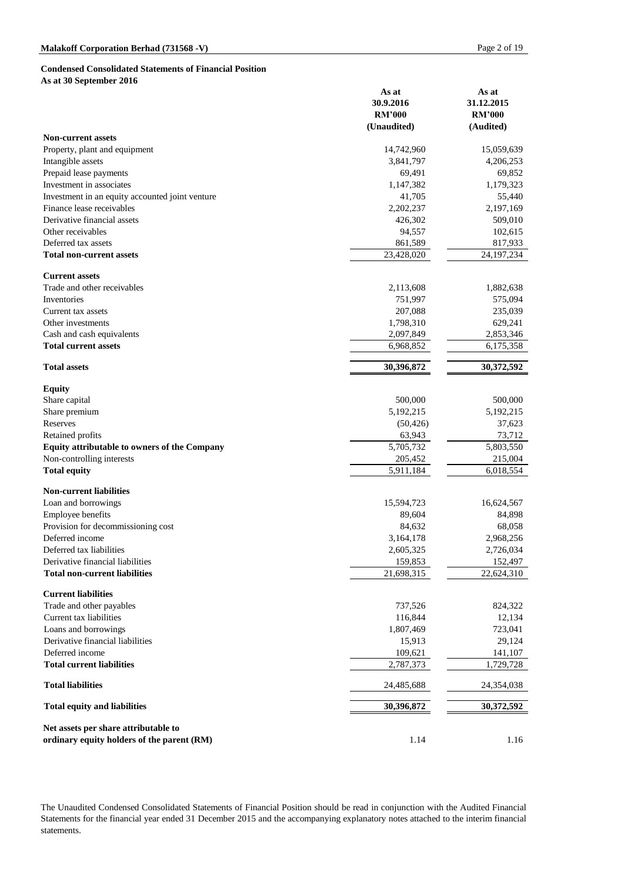**Condensed Consolidated Statements of Financial Position**
**As at 30 September 2016**

| | As at 30.9.2016 RM'000 (Unaudited) | As at 31.12.2015 RM'000 (Audited) |
|---|---|---|
| **Non-current assets** | | |
| Property, plant and equipment | 14,742,960 | 15,059,639 |
| Intangible assets | 3,841,797 | 4,206,253 |
| Prepaid lease payments | 69,491 | 69,852 |
| Investment in associates | 1,147,382 | 1,179,323 |
| Investment in an equity accounted joint venture | 41,705 | 55,440 |
| Finance lease receivables | 2,202,237 | 2,197,169 |
| Derivative financial assets | 426,302 | 509,010 |
| Other receivables | 94,557 | 102,615 |
| Deferred tax assets | 861,589 | 817,933 |
| **Total non-current assets** | 23,428,020 | 24,197,234 |
| **Current assets** | | |
| Trade and other receivables | 2,113,608 | 1,882,638 |
| Inventories | 751,997 | 575,094 |
| Current tax assets | 207,088 | 235,039 |
| Other investments | 1,798,310 | 629,241 |
| Cash and cash equivalents | 2,097,849 | 2,853,346 |
| **Total current assets** | 6,968,852 | 6,175,358 |
| **Total assets** | **30,396,872** | **30,372,592** |
| **Equity** | | |
| Share capital | 500,000 | 500,000 |
| Share premium | 5,192,215 | 5,192,215 |
| Reserves | (50,426) | 37,623 |
| Retained profits | 63,943 | 73,712 |
| **Equity attributable to owners of the Company** | 5,705,732 | 5,803,550 |
| Non-controlling interests | 205,452 | 215,004 |
| **Total equity** | 5,911,184 | 6,018,554 |
| **Non-current liabilities** | | |
| Loan and borrowings | 15,594,723 | 16,624,567 |
| Employee benefits | 89,604 | 84,898 |
| Provision for decommissioning cost | 84,632 | 68,058 |
| Deferred income | 3,164,178 | 2,968,256 |
| Deferred tax liabilities | 2,605,325 | 2,726,034 |
| Derivative financial liabilities | 159,853 | 152,497 |
| **Total non-current liabilities** | 21,698,315 | 22,624,310 |
| **Current liabilities** | | |
| Trade and other payables | 737,526 | 824,322 |
| Current tax liabilities | 116,844 | 12,134 |
| Loans and borrowings | 1,807,469 | 723,041 |
| Derivative financial liabilities | 15,913 | 29,124 |
| Deferred income | 109,621 | 141,107 |
| **Total current liabilities** | 2,787,373 | 1,729,728 |
| **Total liabilities** | 24,485,688 | 24,354,038 |
| **Total equity and liabilities** | **30,396,872** | **30,372,592** |
| **Net assets per share attributable to ordinary equity holders of the parent (RM)** | 1.14 | 1.16 |

The Unaudited Condensed Consolidated Statements of Financial Position should be read in conjunction with the Audited Financial Statements for the financial year ended 31 December 2015 and the accompanying explanatory notes attached to the interim financial statements.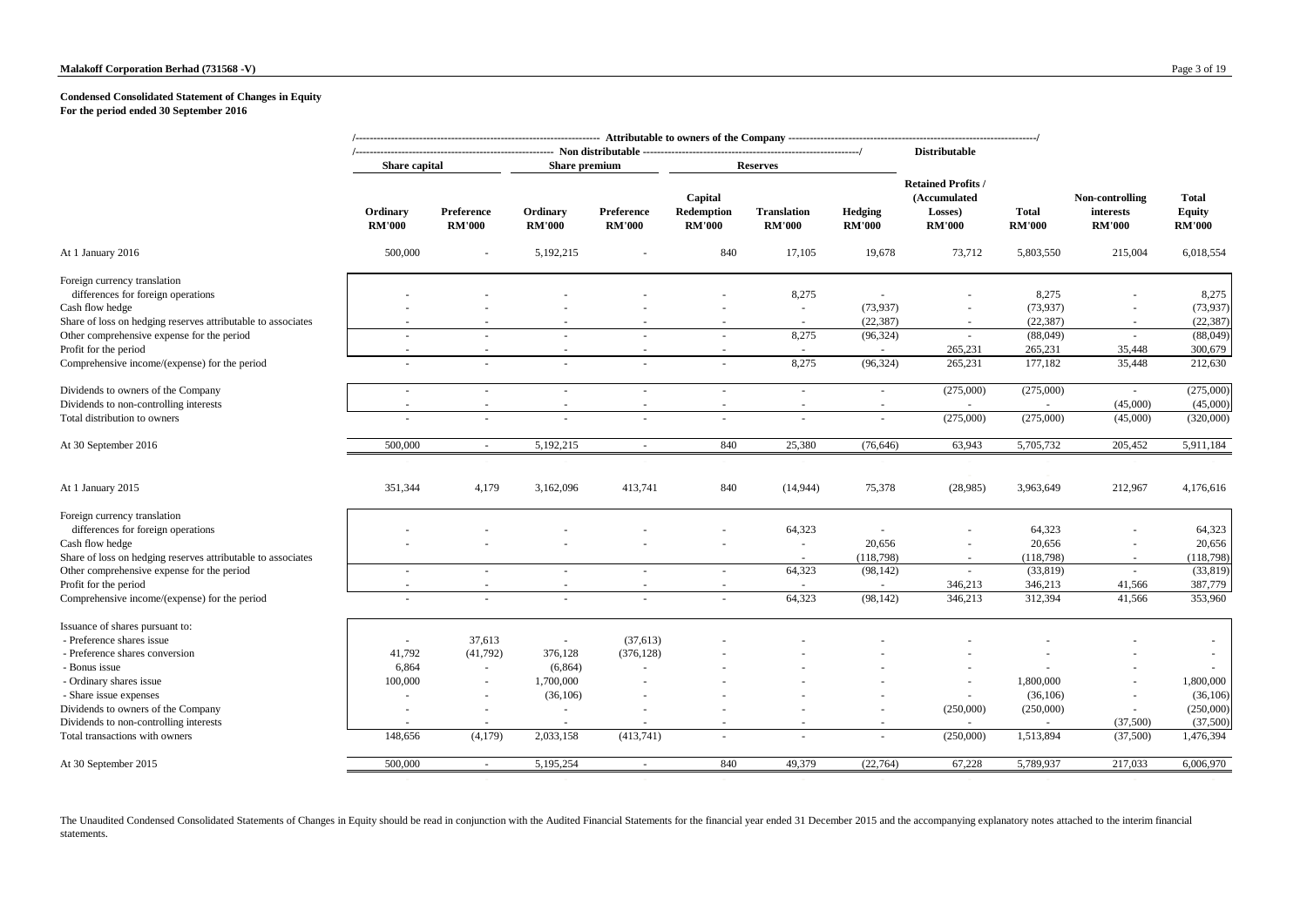**Condensed Consolidated Statement of Changes in Equity**
**For the period ended 30 September 2016**

| | Attributable to owners of the Company | | | | | | | | | | |
|---|---|---|---|---|---|---|---|---|---|---|---|
| | Non distributable | | | | | | | Distributable | | | |
| | Share capital | | Share premium | | Reserves | | | | | | |
| | Ordinary RM'000 | Preference RM'000 | Ordinary RM'000 | Preference RM'000 | Capital Redemption RM'000 | Translation RM'000 | Hedging RM'000 | Retained Profits / (Accumulated Losses) RM'000 | Total RM'000 | Non-controlling interests RM'000 | Total Equity RM'000 |
| At 1 January 2016 | 500,000 | - | 5,192,215 | - | 840 | 17,105 | 19,678 | 73,712 | 5,803,550 | 215,004 | 6,018,554 |
| Foreign currency translation differences for foreign operations | - | - | - | - | - | 8,275 | - | - | 8,275 | - | 8,275 |
| Cash flow hedge | - | - | - | - | - | - | (73,937) | - | (73,937) | - | (73,937) |
| Share of loss on hedging reserves attributable to associates | - | - | - | - | - | - | (22,387) | - | (22,387) | - | (22,387) |
| Other comprehensive expense for the period | - | - | - | - | - | 8,275 | (96,324) | - | (88,049) | - | (88,049) |
| Profit for the period | - | - | - | - | - | - | - | 265,231 | 265,231 | 35,448 | 300,679 |
| Comprehensive income/(expense) for the period | - | - | - | - | - | 8,275 | (96,324) | 265,231 | 177,182 | 35,448 | 212,630 |
| Dividends to owners of the Company | - | - | - | - | - | - | - | (275,000) | (275,000) | - | (275,000) |
| Dividends to non-controlling interests | - | - | - | - | - | - | - | - | - | (45,000) | (45,000) |
| Total distribution to owners | - | - | - | - | - | - | - | (275,000) | (275,000) | (45,000) | (320,000) |
| At 30 September 2016 | 500,000 | - | 5,192,215 | - | 840 | 25,380 | (76,646) | 63,943 | 5,705,732 | 205,452 | 5,911,184 |
| At 1 January 2015 | 351,344 | 4,179 | 3,162,096 | 413,741 | 840 | (14,944) | 75,378 | (28,985) | 3,963,649 | 212,967 | 4,176,616 |
| Foreign currency translation differences for foreign operations | - | - | - | - | - | 64,323 | - | - | 64,323 | - | 64,323 |
| Cash flow hedge | - | - | - | - | - | - | 20,656 | - | 20,656 | - | 20,656 |
| Share of loss on hedging reserves attributable to associates | | | | | | - | (118,798) | - | (118,798) | - | (118,798) |
| Other comprehensive expense for the period | - | - | - | - | - | 64,323 | (98,142) | - | (33,819) | - | (33,819) |
| Profit for the period | - | - | - | - | - | - | - | 346,213 | 346,213 | 41,566 | 387,779 |
| Comprehensive income/(expense) for the period | - | - | - | - | - | 64,323 | (98,142) | 346,213 | 312,394 | 41,566 | 353,960 |
| Issuance of shares pursuant to: | | | | | | | | | | | |
| - Preference shares issue | - | 37,613 | - | (37,613) | - | - | - | - | - | - | - |
| - Preference shares conversion | 41,792 | (41,792) | 376,128 | (376,128) | - | - | - | - | - | - | - |
| - Bonus issue | 6,864 | - | (6,864) | - | - | - | - | - | - | - | - |
| - Ordinary shares issue | 100,000 | - | 1,700,000 | - | - | - | - | - | 1,800,000 | - | 1,800,000 |
| - Share issue expenses | - | - | (36,106) | - | - | - | - | - | (36,106) | - | (36,106) |
| Dividends to owners of the Company | - | - | - | - | - | - | - | (250,000) | (250,000) | - | (250,000) |
| Dividends to non-controlling interests | - | - | - | - | - | - | - | - | - | (37,500) | (37,500) |
| Total transactions with owners | 148,656 | (4,179) | 2,033,158 | (413,741) | - | - | - | (250,000) | 1,513,894 | (37,500) | 1,476,394 |
| At 30 September 2015 | 500,000 | - | 5,195,254 | - | 840 | 49,379 | (22,764) | 67,228 | 5,789,937 | 217,033 | 6,006,970 |

The Unaudited Condensed Consolidated Statements of Changes in Equity should be read in conjunction with the Audited Financial Statements for the financial year ended 31 December 2015 and the accompanying explanatory notes attached to the interim financial statements.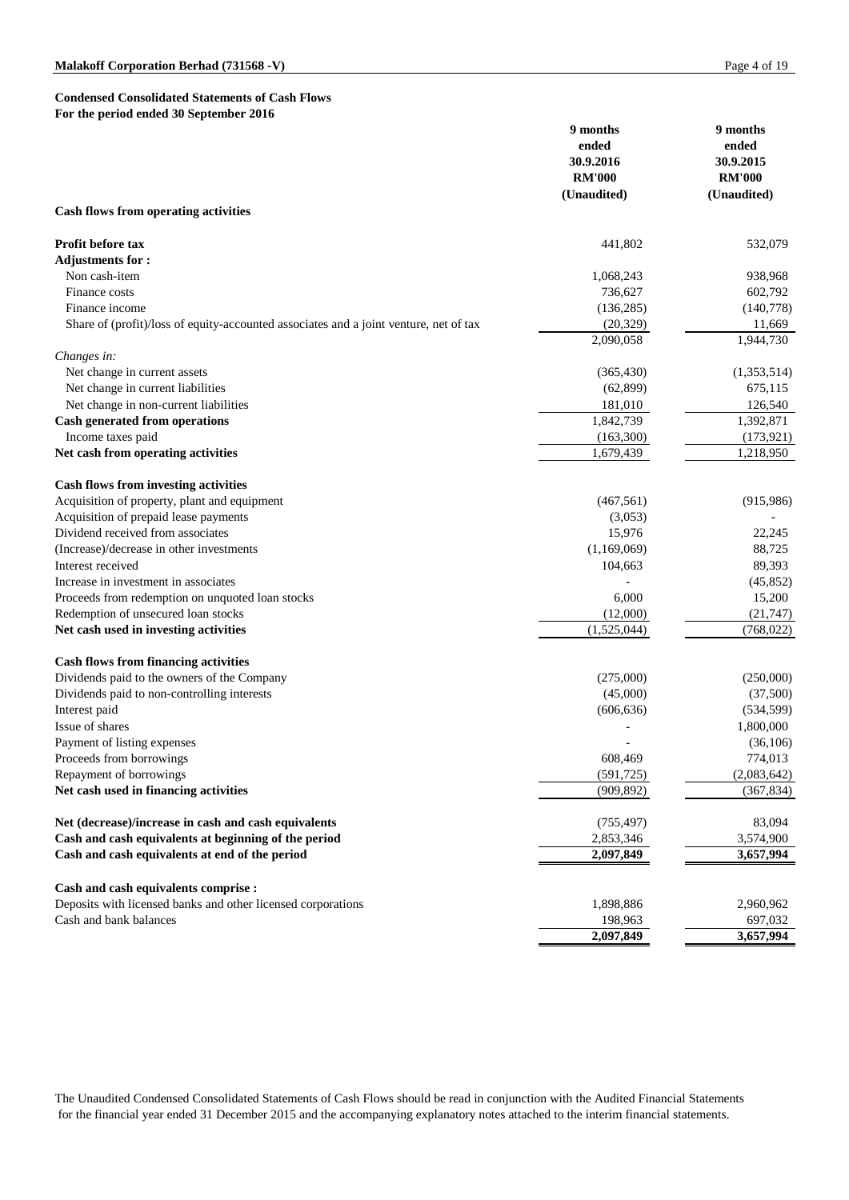**Condensed Consolidated Statements of Cash Flows**
**For the period ended 30 September 2016**

| | 9 months ended 30.9.2016 RM'000 (Unaudited) | 9 months ended 30.9.2015 RM'000 (Unaudited) |
|---|---|---|
| **Cash flows from operating activities** | | |
| **Profit before tax** | 441,802 | 532,079 |
| **Adjustments for :** | | |
| Non cash-item | 1,068,243 | 938,968 |
| Finance costs | 736,627 | 602,792 |
| Finance income | (136,285) | (140,778) |
| Share of (profit)/loss of equity-accounted associates and a joint venture, net of tax | (20,329) | 11,669 |
| | 2,090,058 | 1,944,730 |
| *Changes in:* | | |
| Net change in current assets | (365,430) | (1,353,514) |
| Net change in current liabilities | (62,899) | 675,115 |
| Net change in non-current liabilities | 181,010 | 126,540 |
| **Cash generated from operations** | 1,842,739 | 1,392,871 |
| Income taxes paid | (163,300) | (173,921) |
| **Net cash from operating activities** | 1,679,439 | 1,218,950 |
| **Cash flows from investing activities** | | |
| Acquisition of property, plant and equipment | (467,561) | (915,986) |
| Acquisition of prepaid lease payments | (3,053) | - |
| Dividend received from associates | 15,976 | 22,245 |
| (Increase)/decrease in other investments | (1,169,069) | 88,725 |
| Interest received | 104,663 | 89,393 |
| Increase in investment in associates | - | (45,852) |
| Proceeds from redemption on unquoted loan stocks | 6,000 | 15,200 |
| Redemption of unsecured loan stocks | (12,000) | (21,747) |
| **Net cash used in investing activities** | (1,525,044) | (768,022) |
| **Cash flows from financing activities** | | |
| Dividends paid to the owners of the Company | (275,000) | (250,000) |
| Dividends paid to non-controlling interests | (45,000) | (37,500) |
| Interest paid | (606,636) | (534,599) |
| Issue of shares | - | 1,800,000 |
| Payment of listing expenses | - | (36,106) |
| Proceeds from borrowings | 608,469 | 774,013 |
| Repayment of borrowings | (591,725) | (2,083,642) |
| **Net cash used in financing activities** | (909,892) | (367,834) |
| **Net (decrease)/increase in cash and cash equivalents** | (755,497) | 83,094 |
| **Cash and cash equivalents at beginning of the period** | 2,853,346 | 3,574,900 |
| **Cash and cash equivalents at end of the period** | **2,097,849** | **3,657,994** |
| **Cash and cash equivalents comprise :** | | |
| Deposits with licensed banks and other licensed corporations | 1,898,886 | 2,960,962 |
| Cash and bank balances | 198,963 | 697,032 |
| | **2,097,849** | **3,657,994** |

The Unaudited Condensed Consolidated Statements of Cash Flows should be read in conjunction with the Audited Financial Statements for the financial year ended 31 December 2015 and the accompanying explanatory notes attached to the interim financial statements.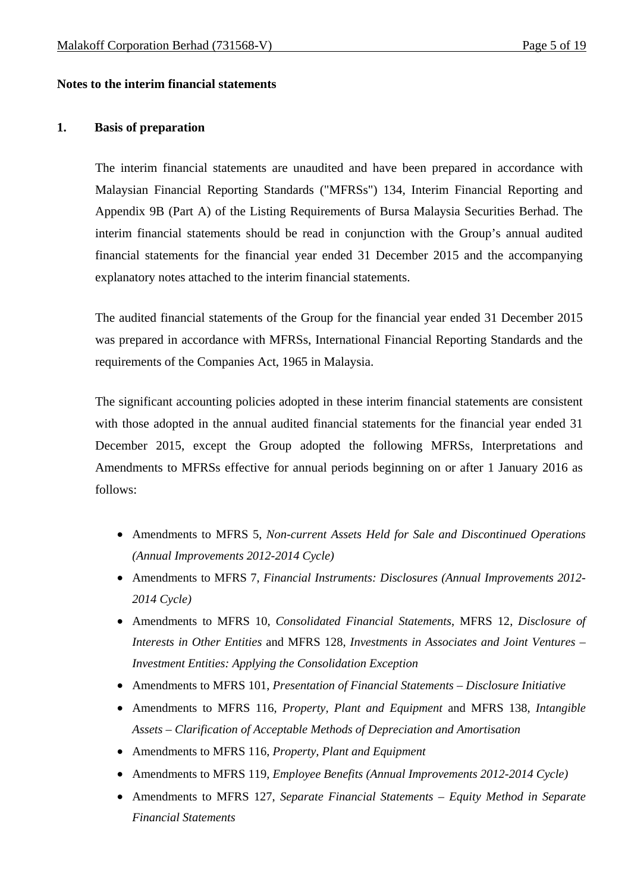**Notes to the interim financial statements**

**1. Basis of preparation**

The interim financial statements are unaudited and have been prepared in accordance with Malaysian Financial Reporting Standards ("MFRSs") 134, Interim Financial Reporting and Appendix 9B (Part A) of the Listing Requirements of Bursa Malaysia Securities Berhad. The interim financial statements should be read in conjunction with the Group's annual audited financial statements for the financial year ended 31 December 2015 and the accompanying explanatory notes attached to the interim financial statements.

The audited financial statements of the Group for the financial year ended 31 December 2015 was prepared in accordance with MFRSs, International Financial Reporting Standards and the requirements of the Companies Act, 1965 in Malaysia.

The significant accounting policies adopted in these interim financial statements are consistent with those adopted in the annual audited financial statements for the financial year ended 31 December 2015, except the Group adopted the following MFRSs, Interpretations and Amendments to MFRSs effective for annual periods beginning on or after 1 January 2016 as follows:

- Amendments to MFRS 5, *Non-current Assets Held for Sale and Discontinued Operations (Annual Improvements 2012-2014 Cycle)*
- Amendments to MFRS 7, *Financial Instruments: Disclosures (Annual Improvements 2012-2014 Cycle)*
- Amendments to MFRS 10, *Consolidated Financial Statements*, MFRS 12, *Disclosure of Interests in Other Entities* and MFRS 128, *Investments in Associates and Joint Ventures – Investment Entities: Applying the Consolidation Exception*
- Amendments to MFRS 101, *Presentation of Financial Statements – Disclosure Initiative*
- Amendments to MFRS 116, *Property, Plant and Equipment* and MFRS 138, *Intangible Assets – Clarification of Acceptable Methods of Depreciation and Amortisation*
- Amendments to MFRS 116, *Property, Plant and Equipment*
- Amendments to MFRS 119, *Employee Benefits (Annual Improvements 2012-2014 Cycle)*
- Amendments to MFRS 127, *Separate Financial Statements – Equity Method in Separate Financial Statements*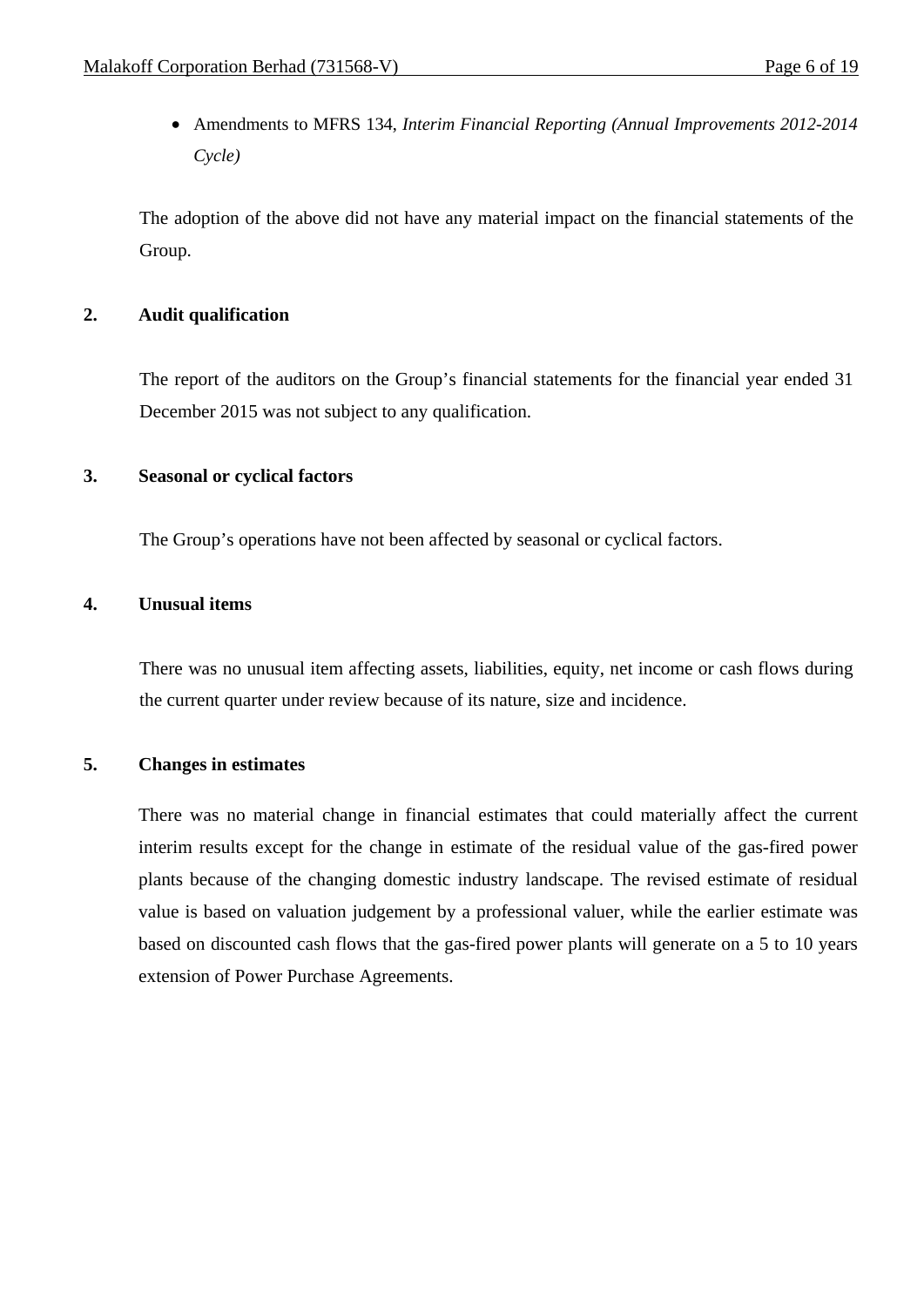- Amendments to MFRS 134, *Interim Financial Reporting (Annual Improvements 2012-2014 Cycle)*

The adoption of the above did not have any material impact on the financial statements of the Group.

## 2. Audit qualification

The report of the auditors on the Group's financial statements for the financial year ended 31 December 2015 was not subject to any qualification.

## 3. Seasonal or cyclical factors

The Group's operations have not been affected by seasonal or cyclical factors.

## 4. Unusual items

There was no unusual item affecting assets, liabilities, equity, net income or cash flows during the current quarter under review because of its nature, size and incidence.

## 5. Changes in estimates

There was no material change in financial estimates that could materially affect the current interim results except for the change in estimate of the residual value of the gas-fired power plants because of the changing domestic industry landscape. The revised estimate of residual value is based on valuation judgement by a professional valuer, while the earlier estimate was based on discounted cash flows that the gas-fired power plants will generate on a 5 to 10 years extension of Power Purchase Agreements.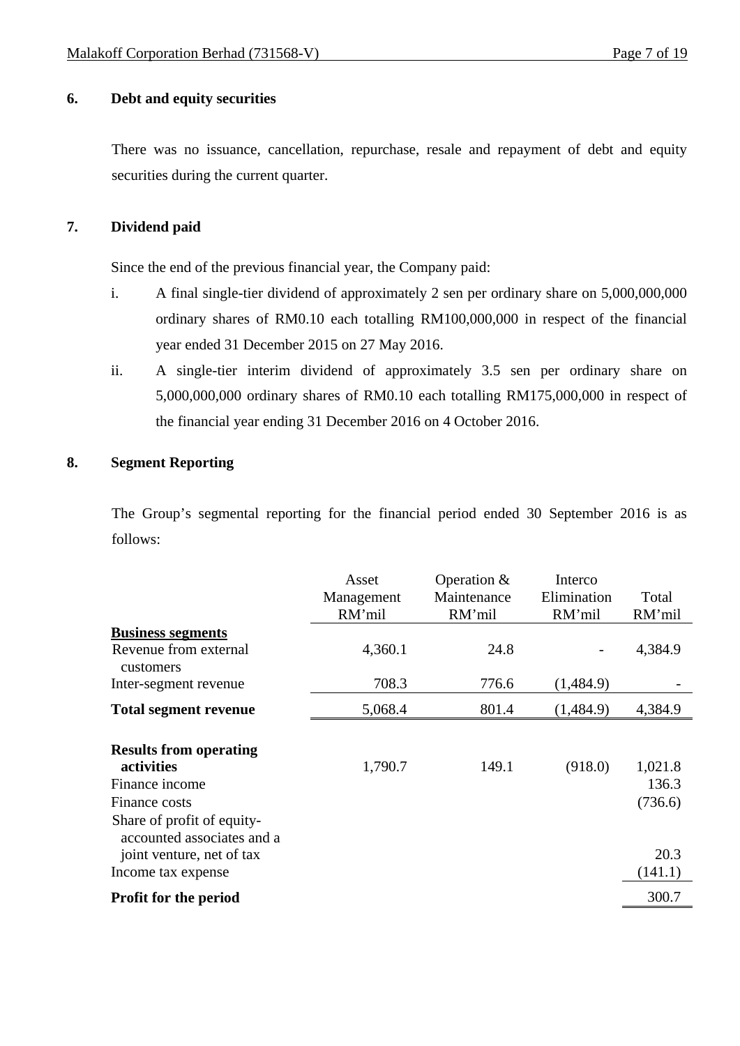## 6. Debt and equity securities

There was no issuance, cancellation, repurchase, resale and repayment of debt and equity securities during the current quarter.

## 7. Dividend paid

Since the end of the previous financial year, the Company paid:

i. A final single-tier dividend of approximately 2 sen per ordinary share on 5,000,000,000 ordinary shares of RM0.10 each totalling RM100,000,000 in respect of the financial year ended 31 December 2015 on 27 May 2016.

ii. A single-tier interim dividend of approximately 3.5 sen per ordinary share on 5,000,000,000 ordinary shares of RM0.10 each totalling RM175,000,000 in respect of the financial year ending 31 December 2016 on 4 October 2016.

## 8. Segment Reporting

The Group's segmental reporting for the financial period ended 30 September 2016 is as follows:

| | Asset Management RM'mil | Operation & Maintenance RM'mil | Interco Elimination RM'mil | Total RM'mil |
|---|---|---|---|---|
| **Business segments** | | | | |
| Revenue from external customers | 4,360.1 | 24.8 | - | 4,384.9 |
| Inter-segment revenue | 708.3 | 776.6 | (1,484.9) | - |
| **Total segment revenue** | 5,068.4 | 801.4 | (1,484.9) | 4,384.9 |
| **Results from operating activities** | 1,790.7 | 149.1 | (918.0) | 1,021.8 |
| Finance income | | | | 136.3 |
| Finance costs | | | | (736.6) |
| Share of profit of equity-accounted associates and a joint venture, net of tax | | | | 20.3 |
| Income tax expense | | | | (141.1) |
| **Profit for the period** | | | | 300.7 |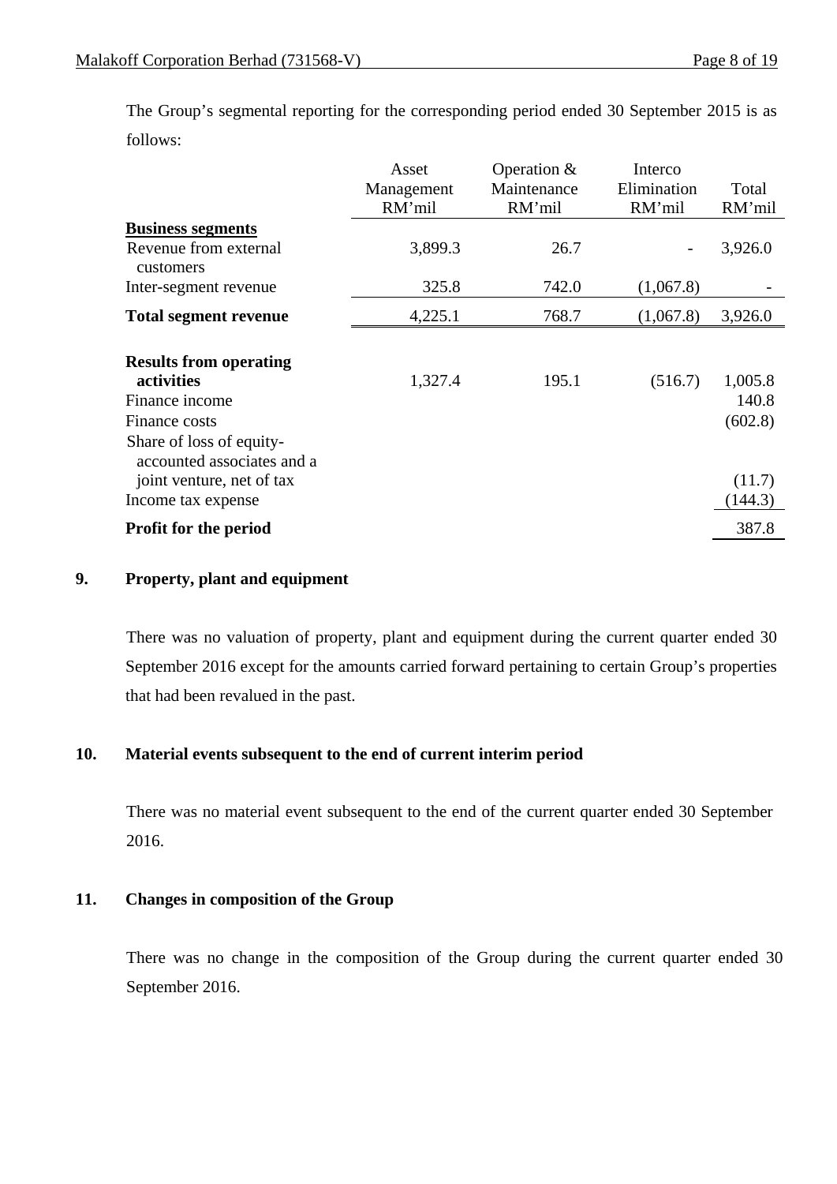The Group's segmental reporting for the corresponding period ended 30 September 2015 is as follows:

| | Asset Management RM'mil | Operation & Maintenance RM'mil | Interco Elimination RM'mil | Total RM'mil |
|---|---|---|---|---|
| **Business segments** | | | | |
| Revenue from external customers | 3,899.3 | 26.7 | - | 3,926.0 |
| Inter-segment revenue | 325.8 | 742.0 | (1,067.8) | - |
| **Total segment revenue** | 4,225.1 | 768.7 | (1,067.8) | 3,926.0 |
| | | | | |
| **Results from operating activities** | 1,327.4 | 195.1 | (516.7) | 1,005.8 |
| Finance income | | | | 140.8 |
| Finance costs | | | | (602.8) |
| Share of loss of equity-accounted associates and a joint venture, net of tax | | | | (11.7) |
| Income tax expense | | | | (144.3) |
| **Profit for the period** | | | | 387.8 |

## 9. Property, plant and equipment

There was no valuation of property, plant and equipment during the current quarter ended 30 September 2016 except for the amounts carried forward pertaining to certain Group's properties that had been revalued in the past.

## 10. Material events subsequent to the end of current interim period

There was no material event subsequent to the end of the current quarter ended 30 September 2016.

## 11. Changes in composition of the Group

There was no change in the composition of the Group during the current quarter ended 30 September 2016.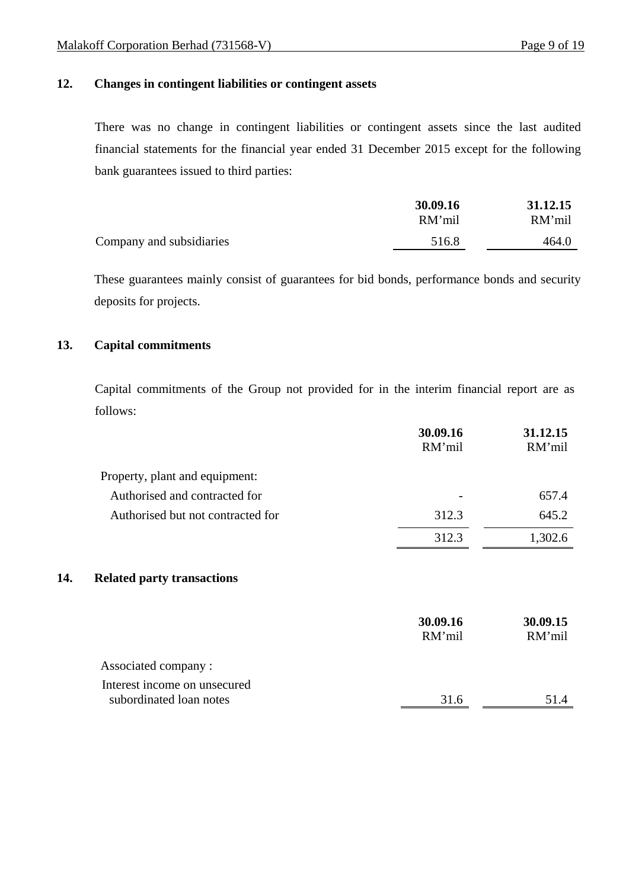## 12. Changes in contingent liabilities or contingent assets

There was no change in contingent liabilities or contingent assets since the last audited financial statements for the financial year ended 31 December 2015 except for the following bank guarantees issued to third parties:

| | **30.09.16** RM'mil | **31.12.15** RM'mil |
|---|---|---|
| Company and subsidiaries | 516.8 | 464.0 |

These guarantees mainly consist of guarantees for bid bonds, performance bonds and security deposits for projects.

## 13. Capital commitments

Capital commitments of the Group not provided for in the interim financial report are as follows:

| | **30.09.16** RM'mil | **31.12.15** RM'mil |
|---|---|---|
| Property, plant and equipment: | | |
| Authorised and contracted for | - | 657.4 |
| Authorised but not contracted for | 312.3 | 645.2 |
| | 312.3 | 1,302.6 |

## 14. Related party transactions

| | **30.09.16** RM'mil | **30.09.15** RM'mil |
|---|---|---|
| Associated company : | | |
| Interest income on unsecured subordinated loan notes | 31.6 | 51.4 |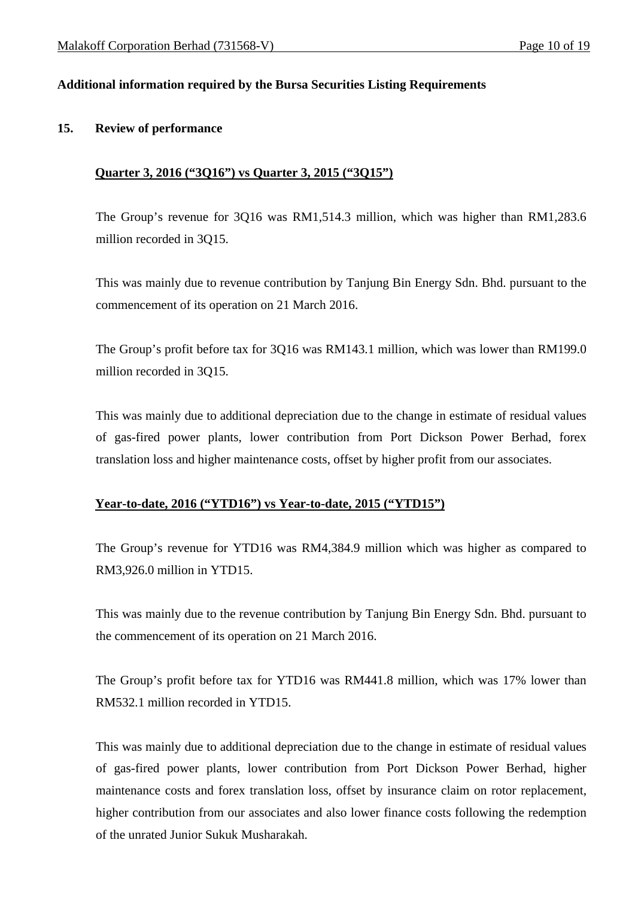**Additional information required by the Bursa Securities Listing Requirements**

## 15. Review of performance

### Quarter 3, 2016 ("3Q16") vs Quarter 3, 2015 ("3Q15")

The Group's revenue for 3Q16 was RM1,514.3 million, which was higher than RM1,283.6 million recorded in 3Q15.

This was mainly due to revenue contribution by Tanjung Bin Energy Sdn. Bhd. pursuant to the commencement of its operation on 21 March 2016.

The Group's profit before tax for 3Q16 was RM143.1 million, which was lower than RM199.0 million recorded in 3Q15.

This was mainly due to additional depreciation due to the change in estimate of residual values of gas-fired power plants, lower contribution from Port Dickson Power Berhad, forex translation loss and higher maintenance costs, offset by higher profit from our associates.

### Year-to-date, 2016 ("YTD16") vs Year-to-date, 2015 ("YTD15")

The Group's revenue for YTD16 was RM4,384.9 million which was higher as compared to RM3,926.0 million in YTD15.

This was mainly due to the revenue contribution by Tanjung Bin Energy Sdn. Bhd. pursuant to the commencement of its operation on 21 March 2016.

The Group's profit before tax for YTD16 was RM441.8 million, which was 17% lower than RM532.1 million recorded in YTD15.

This was mainly due to additional depreciation due to the change in estimate of residual values of gas-fired power plants, lower contribution from Port Dickson Power Berhad, higher maintenance costs and forex translation loss, offset by insurance claim on rotor replacement, higher contribution from our associates and also lower finance costs following the redemption of the unrated Junior Sukuk Musharakah.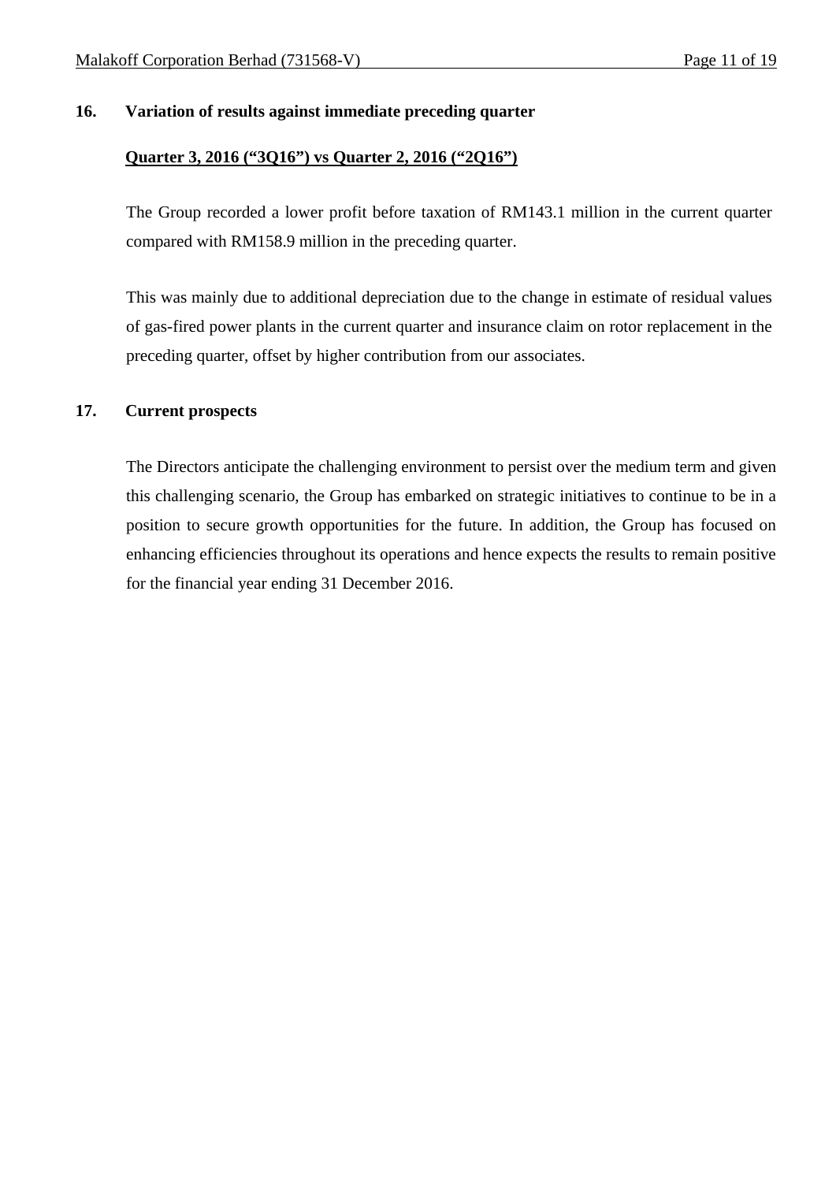## 16. Variation of results against immediate preceding quarter

**Quarter 3, 2016 ("3Q16") vs Quarter 2, 2016 ("2Q16")**

The Group recorded a lower profit before taxation of RM143.1 million in the current quarter compared with RM158.9 million in the preceding quarter.

This was mainly due to additional depreciation due to the change in estimate of residual values of gas-fired power plants in the current quarter and insurance claim on rotor replacement in the preceding quarter, offset by higher contribution from our associates.

## 17. Current prospects

The Directors anticipate the challenging environment to persist over the medium term and given this challenging scenario, the Group has embarked on strategic initiatives to continue to be in a position to secure growth opportunities for the future. In addition, the Group has focused on enhancing efficiencies throughout its operations and hence expects the results to remain positive for the financial year ending 31 December 2016.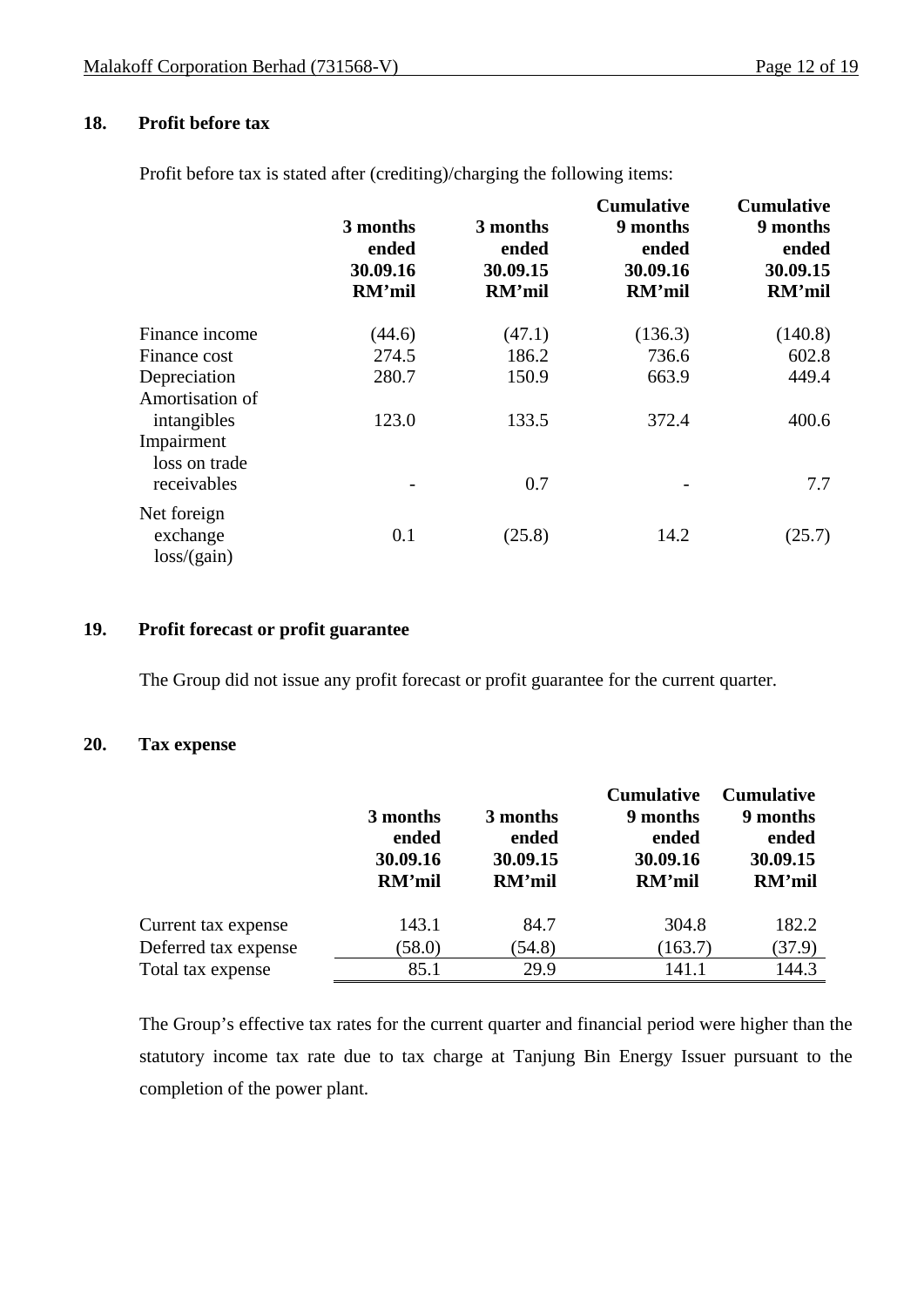## 18. Profit before tax

Profit before tax is stated after (crediting)/charging the following items:

| | 3 months ended 30.09.16 RM'mil | 3 months ended 30.09.15 RM'mil | Cumulative 9 months ended 30.09.16 RM'mil | Cumulative 9 months ended 30.09.15 RM'mil |
|---|---|---|---|---|
| Finance income | (44.6) | (47.1) | (136.3) | (140.8) |
| Finance cost | 274.5 | 186.2 | 736.6 | 602.8 |
| Depreciation | 280.7 | 150.9 | 663.9 | 449.4 |
| Amortisation of intangibles | 123.0 | 133.5 | 372.4 | 400.6 |
| Impairment loss on trade receivables | - | 0.7 | - | 7.7 |
| Net foreign exchange loss/(gain) | 0.1 | (25.8) | 14.2 | (25.7) |

## 19. Profit forecast or profit guarantee

The Group did not issue any profit forecast or profit guarantee for the current quarter.

## 20. Tax expense

| | 3 months ended 30.09.16 RM'mil | 3 months ended 30.09.15 RM'mil | Cumulative 9 months ended 30.09.16 RM'mil | Cumulative 9 months ended 30.09.15 RM'mil |
|---|---|---|---|---|
| Current tax expense | 143.1 | 84.7 | 304.8 | 182.2 |
| Deferred tax expense | (58.0) | (54.8) | (163.7) | (37.9) |
| Total tax expense | 85.1 | 29.9 | 141.1 | 144.3 |

The Group's effective tax rates for the current quarter and financial period were higher than the statutory income tax rate due to tax charge at Tanjung Bin Energy Issuer pursuant to the completion of the power plant.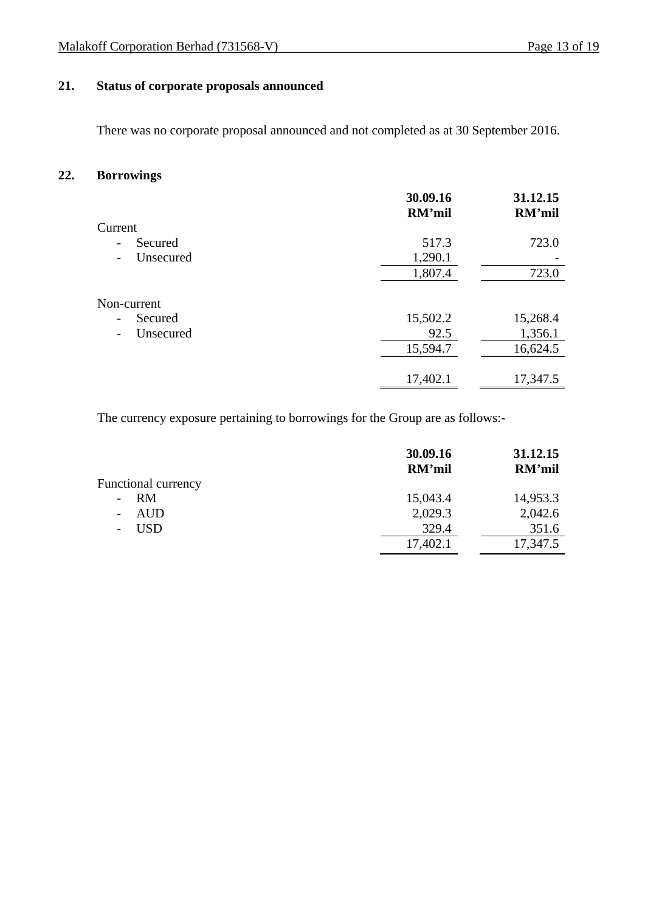## 21. Status of corporate proposals announced

There was no corporate proposal announced and not completed as at 30 September 2016.

## 22. Borrowings

| | 30.09.16 RM'mil | 31.12.15 RM'mil |
|---|---|---|
| Current | | |
| - Secured | 517.3 | 723.0 |
| - Unsecured | 1,290.1 | - |
| | 1,807.4 | 723.0 |
| Non-current | | |
| - Secured | 15,502.2 | 15,268.4 |
| - Unsecured | 92.5 | 1,356.1 |
| | 15,594.7 | 16,624.5 |
| | 17,402.1 | 17,347.5 |

The currency exposure pertaining to borrowings for the Group are as follows:-

| | 30.09.16 RM'mil | 31.12.15 RM'mil |
|---|---|---|
| Functional currency | | |
| - RM | 15,043.4 | 14,953.3 |
| - AUD | 2,029.3 | 2,042.6 |
| - USD | 329.4 | 351.6 |
| | 17,402.1 | 17,347.5 |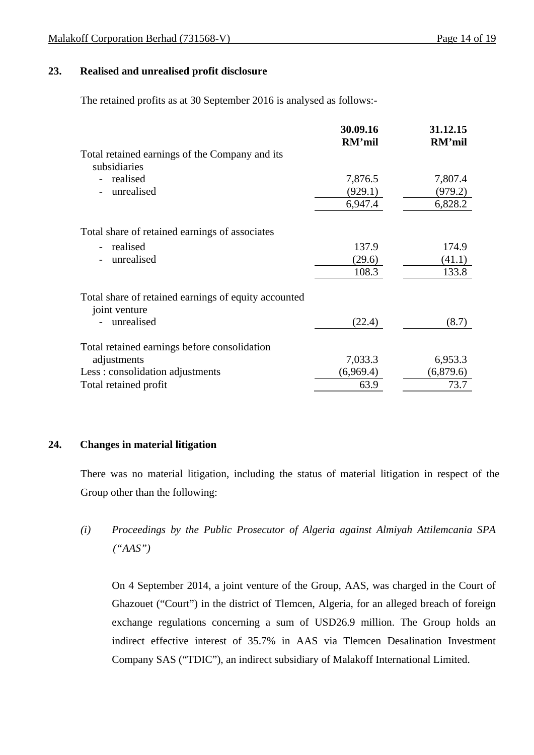## 23. Realised and unrealised profit disclosure

The retained profits as at 30 September 2016 is analysed as follows:-

| | 30.09.16 RM'mil | 31.12.15 RM'mil |
|---|---|---|
| Total retained earnings of the Company and its subsidiaries | | |
| - realised | 7,876.5 | 7,807.4 |
| - unrealised | (929.1) | (979.2) |
| | 6,947.4 | 6,828.2 |
| Total share of retained earnings of associates | | |
| - realised | 137.9 | 174.9 |
| - unrealised | (29.6) | (41.1) |
| | 108.3 | 133.8 |
| Total share of retained earnings of equity accounted joint venture | | |
| - unrealised | (22.4) | (8.7) |
| Total retained earnings before consolidation adjustments | 7,033.3 | 6,953.3 |
| Less : consolidation adjustments | (6,969.4) | (6,879.6) |
| Total retained profit | 63.9 | 73.7 |

## 24. Changes in material litigation

There was no material litigation, including the status of material litigation in respect of the Group other than the following:

*(i) Proceedings by the Public Prosecutor of Algeria against Almiyah Attilemcania SPA ("AAS")*

On 4 September 2014, a joint venture of the Group, AAS, was charged in the Court of Ghazouet ("Court") in the district of Tlemcen, Algeria, for an alleged breach of foreign exchange regulations concerning a sum of USD26.9 million. The Group holds an indirect effective interest of 35.7% in AAS via Tlemcen Desalination Investment Company SAS ("TDIC"), an indirect subsidiary of Malakoff International Limited.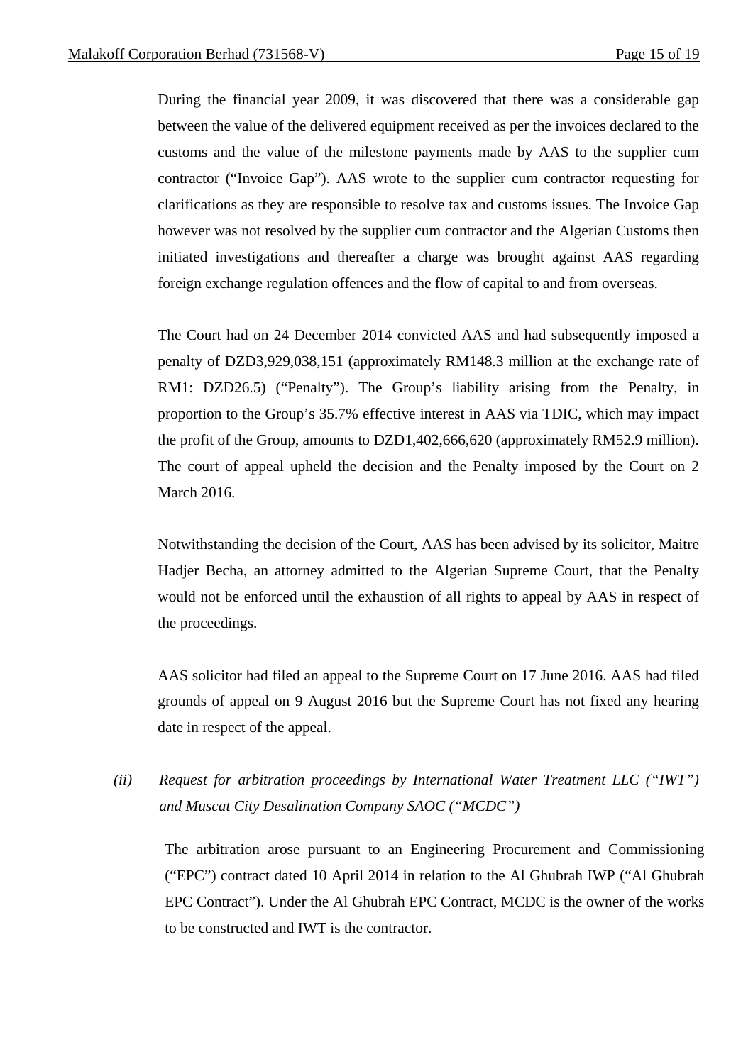During the financial year 2009, it was discovered that there was a considerable gap between the value of the delivered equipment received as per the invoices declared to the customs and the value of the milestone payments made by AAS to the supplier cum contractor ("Invoice Gap"). AAS wrote to the supplier cum contractor requesting for clarifications as they are responsible to resolve tax and customs issues. The Invoice Gap however was not resolved by the supplier cum contractor and the Algerian Customs then initiated investigations and thereafter a charge was brought against AAS regarding foreign exchange regulation offences and the flow of capital to and from overseas.

The Court had on 24 December 2014 convicted AAS and had subsequently imposed a penalty of DZD3,929,038,151 (approximately RM148.3 million at the exchange rate of RM1: DZD26.5) ("Penalty"). The Group's liability arising from the Penalty, in proportion to the Group's 35.7% effective interest in AAS via TDIC, which may impact the profit of the Group, amounts to DZD1,402,666,620 (approximately RM52.9 million). The court of appeal upheld the decision and the Penalty imposed by the Court on 2 March 2016.

Notwithstanding the decision of the Court, AAS has been advised by its solicitor, Maitre Hadjer Becha, an attorney admitted to the Algerian Supreme Court, that the Penalty would not be enforced until the exhaustion of all rights to appeal by AAS in respect of the proceedings.

AAS solicitor had filed an appeal to the Supreme Court on 17 June 2016. AAS had filed grounds of appeal on 9 August 2016 but the Supreme Court has not fixed any hearing date in respect of the appeal.

*(ii) Request for arbitration proceedings by International Water Treatment LLC ("IWT") and Muscat City Desalination Company SAOC ("MCDC")*

The arbitration arose pursuant to an Engineering Procurement and Commissioning ("EPC") contract dated 10 April 2014 in relation to the Al Ghubrah IWP ("Al Ghubrah EPC Contract"). Under the Al Ghubrah EPC Contract, MCDC is the owner of the works to be constructed and IWT is the contractor.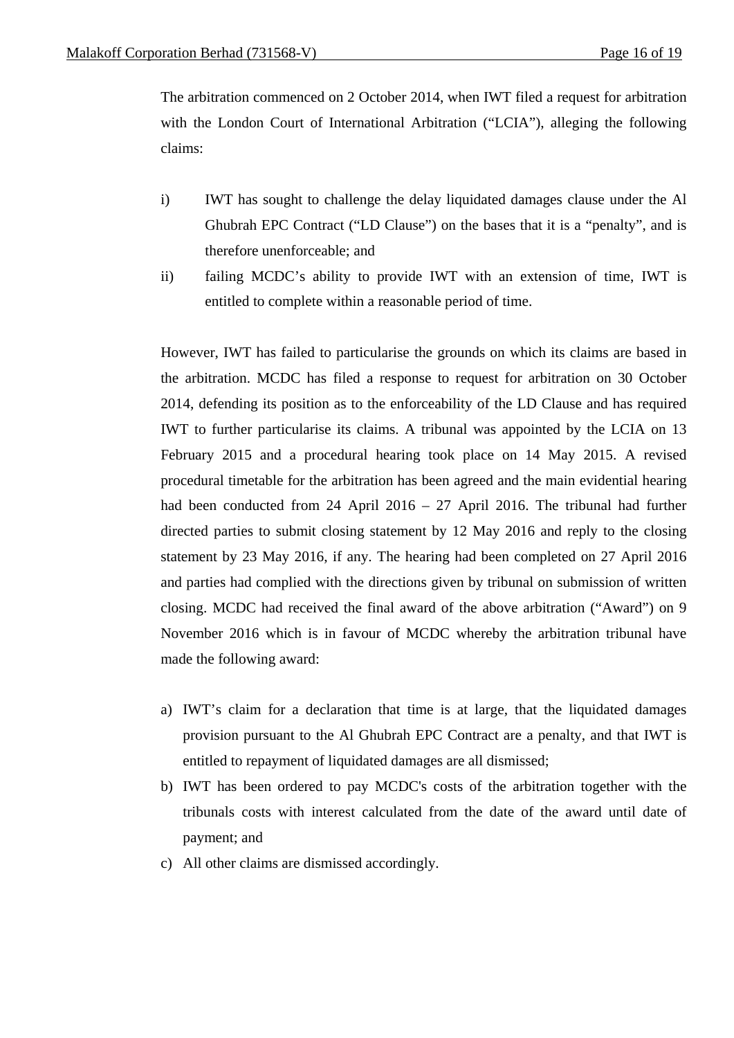The arbitration commenced on 2 October 2014, when IWT filed a request for arbitration with the London Court of International Arbitration ("LCIA"), alleging the following claims:

i) IWT has sought to challenge the delay liquidated damages clause under the Al Ghubrah EPC Contract ("LD Clause") on the bases that it is a "penalty", and is therefore unenforceable; and

ii) failing MCDC's ability to provide IWT with an extension of time, IWT is entitled to complete within a reasonable period of time.

However, IWT has failed to particularise the grounds on which its claims are based in the arbitration. MCDC has filed a response to request for arbitration on 30 October 2014, defending its position as to the enforceability of the LD Clause and has required IWT to further particularise its claims. A tribunal was appointed by the LCIA on 13 February 2015 and a procedural hearing took place on 14 May 2015. A revised procedural timetable for the arbitration has been agreed and the main evidential hearing had been conducted from 24 April 2016 – 27 April 2016. The tribunal had further directed parties to submit closing statement by 12 May 2016 and reply to the closing statement by 23 May 2016, if any. The hearing had been completed on 27 April 2016 and parties had complied with the directions given by tribunal on submission of written closing. MCDC had received the final award of the above arbitration ("Award") on 9 November 2016 which is in favour of MCDC whereby the arbitration tribunal have made the following award:

a) IWT's claim for a declaration that time is at large, that the liquidated damages provision pursuant to the Al Ghubrah EPC Contract are a penalty, and that IWT is entitled to repayment of liquidated damages are all dismissed;

b) IWT has been ordered to pay MCDC's costs of the arbitration together with the tribunals costs with interest calculated from the date of the award until date of payment; and

c) All other claims are dismissed accordingly.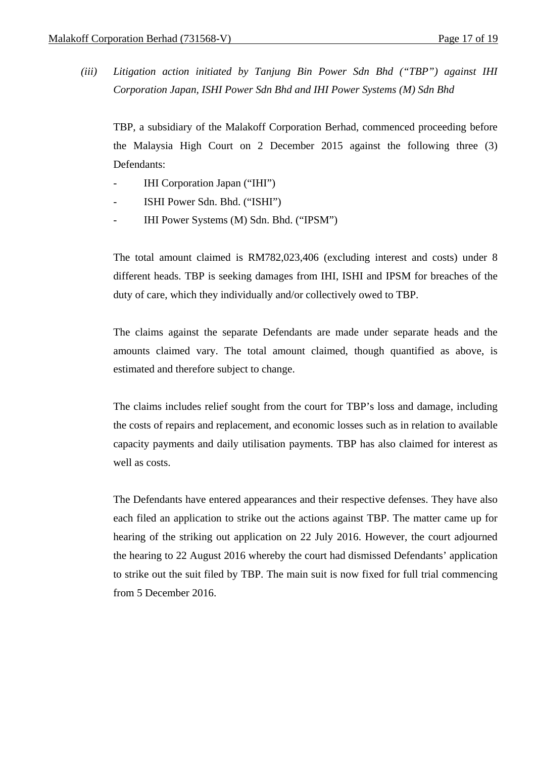*(iii) Litigation action initiated by Tanjung Bin Power Sdn Bhd ("TBP") against IHI Corporation Japan, ISHI Power Sdn Bhd and IHI Power Systems (M) Sdn Bhd*

TBP, a subsidiary of the Malakoff Corporation Berhad, commenced proceeding before the Malaysia High Court on 2 December 2015 against the following three (3) Defendants:

- IHI Corporation Japan ("IHI")
- ISHI Power Sdn. Bhd. ("ISHI")
- IHI Power Systems (M) Sdn. Bhd. ("IPSM")

The total amount claimed is RM782,023,406 (excluding interest and costs) under 8 different heads. TBP is seeking damages from IHI, ISHI and IPSM for breaches of the duty of care, which they individually and/or collectively owed to TBP.

The claims against the separate Defendants are made under separate heads and the amounts claimed vary. The total amount claimed, though quantified as above, is estimated and therefore subject to change.

The claims includes relief sought from the court for TBP's loss and damage, including the costs of repairs and replacement, and economic losses such as in relation to available capacity payments and daily utilisation payments. TBP has also claimed for interest as well as costs.

The Defendants have entered appearances and their respective defenses. They have also each filed an application to strike out the actions against TBP. The matter came up for hearing of the striking out application on 22 July 2016. However, the court adjourned the hearing to 22 August 2016 whereby the court had dismissed Defendants' application to strike out the suit filed by TBP. The main suit is now fixed for full trial commencing from 5 December 2016.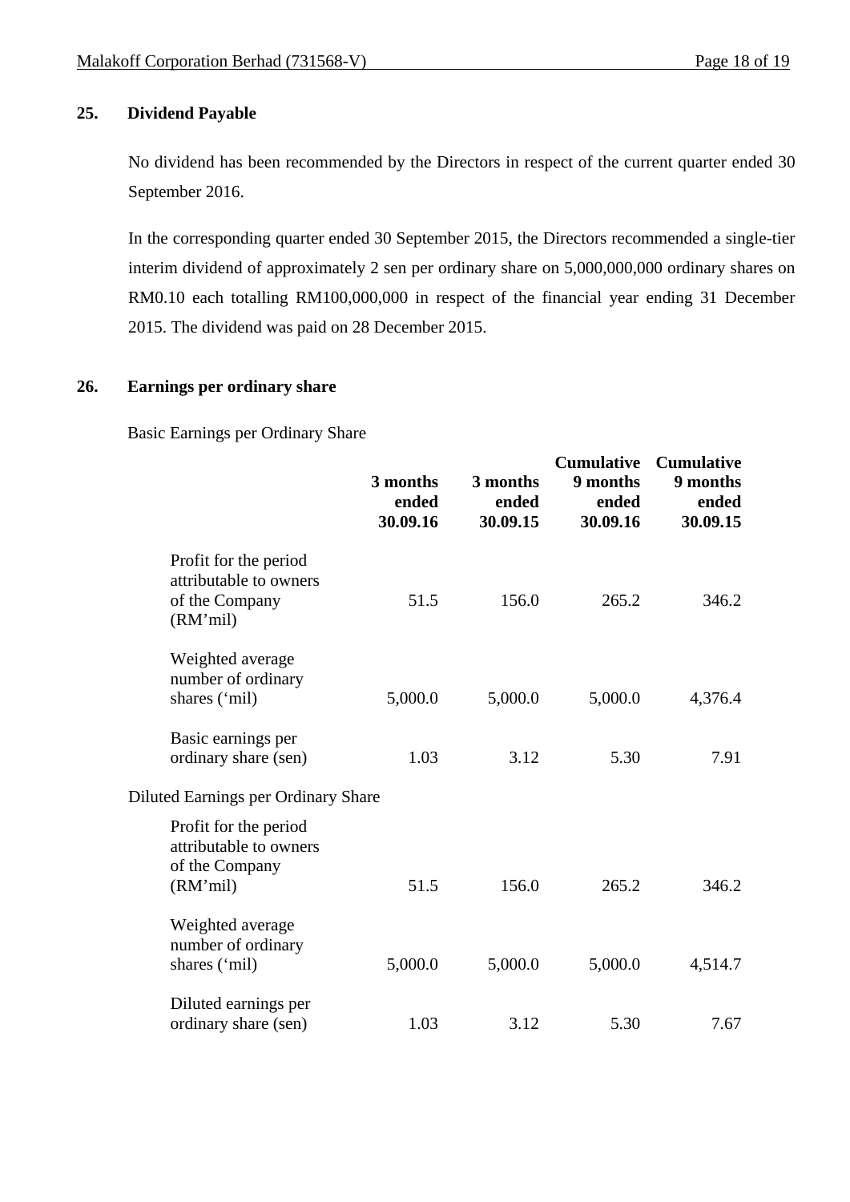## 25. Dividend Payable

No dividend has been recommended by the Directors in respect of the current quarter ended 30 September 2016.

In the corresponding quarter ended 30 September 2015, the Directors recommended a single-tier interim dividend of approximately 2 sen per ordinary share on 5,000,000,000 ordinary shares on RM0.10 each totalling RM100,000,000 in respect of the financial year ending 31 December 2015. The dividend was paid on 28 December 2015.

## 26. Earnings per ordinary share

Basic Earnings per Ordinary Share

| | 3 months ended 30.09.16 | 3 months ended 30.09.15 | Cumulative 9 months ended 30.09.16 | Cumulative 9 months ended 30.09.15 |
|---|---|---|---|---|
| Profit for the period attributable to owners of the Company (RM'mil) | 51.5 | 156.0 | 265.2 | 346.2 |
| Weighted average number of ordinary shares ('mil) | 5,000.0 | 5,000.0 | 5,000.0 | 4,376.4 |
| Basic earnings per ordinary share (sen) | 1.03 | 3.12 | 5.30 | 7.91 |

Diluted Earnings per Ordinary Share

| | 3 months ended 30.09.16 | 3 months ended 30.09.15 | Cumulative 9 months ended 30.09.16 | Cumulative 9 months ended 30.09.15 |
|---|---|---|---|---|
| Profit for the period attributable to owners of the Company (RM'mil) | 51.5 | 156.0 | 265.2 | 346.2 |
| Weighted average number of ordinary shares ('mil) | 5,000.0 | 5,000.0 | 5,000.0 | 4,514.7 |
| Diluted earnings per ordinary share (sen) | 1.03 | 3.12 | 5.30 | 7.67 |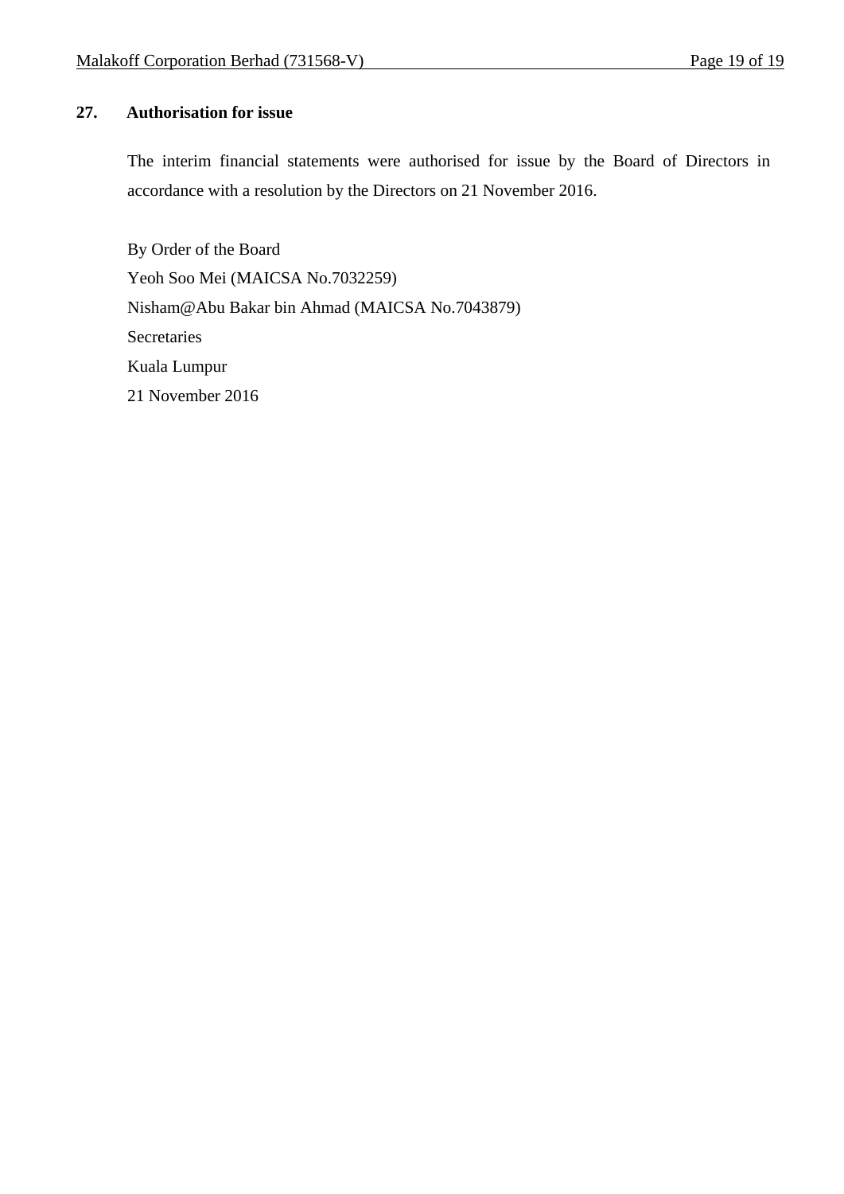## 27. Authorisation for issue

The interim financial statements were authorised for issue by the Board of Directors in accordance with a resolution by the Directors on 21 November 2016.

By Order of the Board
Yeoh Soo Mei (MAICSA No.7032259)
Nisham@Abu Bakar bin Ahmad (MAICSA No.7043879)
Secretaries
Kuala Lumpur
21 November 2016